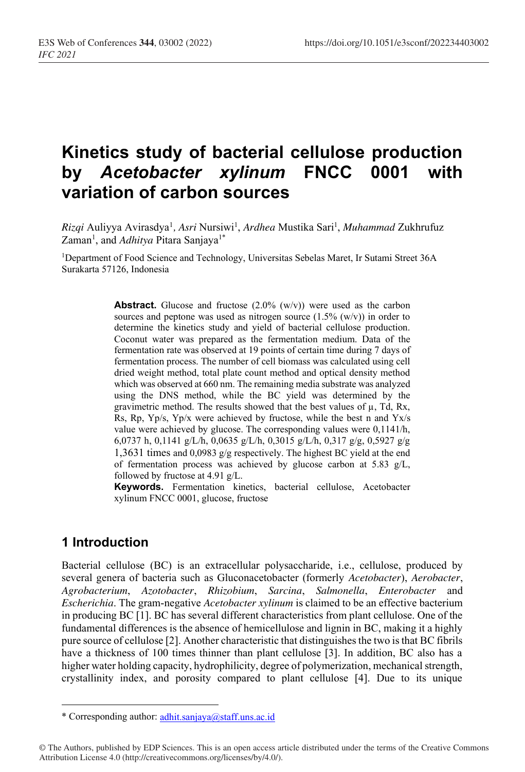# Kinetics study of bacterial cellulose production by *Acetobacter xylinum* FNCC 0001 with variation of carbon sources

*Rizqi* Auliyya Avirasdya[1], *Asri* Nursiwi[1], *Ardhea* Mustika Sari[1], *Muhammad* Zukhrufuz Zaman[1], and *Adhitya* Pitara Sanjaya[1*]

[1]Department of Food Science and Technology, Universitas Sebelas Maret, Ir Sutami Street 36A Surakarta 57126, Indonesia

**Abstract.** Glucose and fructose (2.0% (w/v)) were used as the carbon sources and peptone was used as nitrogen source (1.5% (w/v)) in order to determine the kinetics study and yield of bacterial cellulose production. Coconut water was prepared as the fermentation medium. Data of the fermentation rate was observed at 19 points of certain time during 7 days of fermentation process. The number of cell biomass was calculated using cell dried weight method, total plate count method and optical density method which was observed at 660 nm. The remaining media substrate was analyzed using the DNS method, while the BC yield was determined by the gravimetric method. The results showed that the best values of μ, Td, Rx, Rs, Rp, Yp/s, Yp/x were achieved by fructose, while the best n and Yx/s value were achieved by glucose. The corresponding values were 0,1141/h, 6,0737 h, 0,1141 g/L/h, 0,0635 g/L/h, 0,3015 g/L/h, 0,317 g/g, 0,5927 g/g 1,3631 times and 0,0983 g/g respectively. The highest BC yield at the end of fermentation process was achieved by glucose carbon at 5.83 g/L, followed by fructose at 4.91 g/L.

**Keywords.** Fermentation kinetics, bacterial cellulose, Acetobacter xylinum FNCC 0001, glucose, fructose

## 1 Introduction

Bacterial cellulose (BC) is an extracellular polysaccharide, i.e., cellulose, produced by several genera of bacteria such as Gluconacetobacter (formerly *Acetobacter*), *Aerobacter*, *Agrobacterium*, *Azotobacter*, *Rhizobium*, *Sarcina*, *Salmonella*, *Enterobacter* and *Escherichia*. The gram-negative *Acetobacter xylinum* is claimed to be an effective bacterium in producing BC [1]. BC has several different characteristics from plant cellulose. One of the fundamental differences is the absence of hemicellulose and lignin in BC, making it a highly pure source of cellulose [2]. Another characteristic that distinguishes the two is that BC fibrils have a thickness of 100 times thinner than plant cellulose [3]. In addition, BC also has a higher water holding capacity, hydrophilicity, degree of polymerization, mechanical strength, crystallinity index, and porosity compared to plant cellulose [4]. Due to its unique

\* Corresponding author: adhit.sanjaya@staff.uns.ac.id

© The Authors, published by EDP Sciences. This is an open access article distributed under the terms of the Creative Commons Attribution License 4.0 (http://creativecommons.org/licenses/by/4.0/).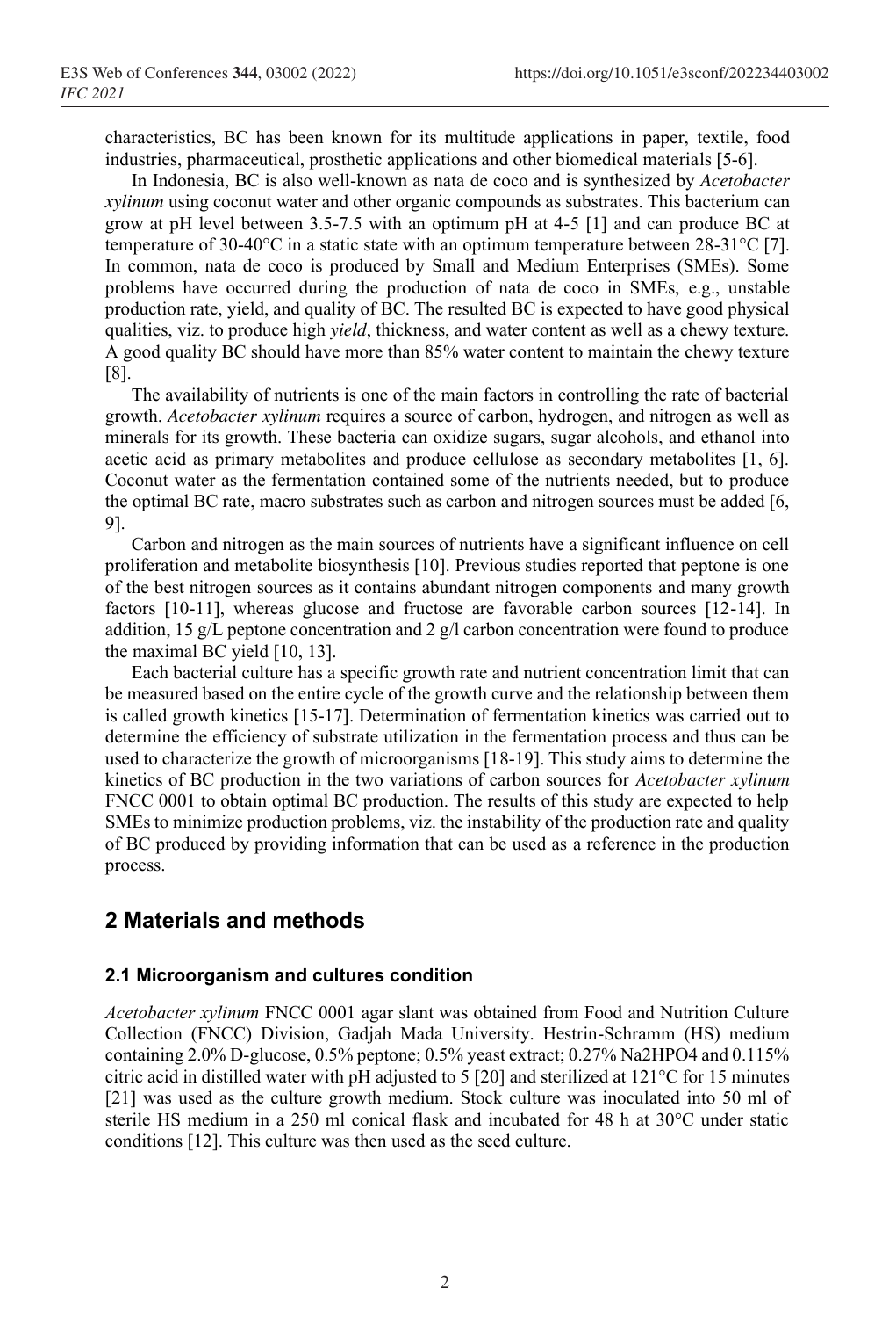characteristics, BC has been known for its multitude applications in paper, textile, food industries, pharmaceutical, prosthetic applications and other biomedical materials [5-6].

In Indonesia, BC is also well-known as nata de coco and is synthesized by *Acetobacter xylinum* using coconut water and other organic compounds as substrates. This bacterium can grow at pH level between 3.5-7.5 with an optimum pH at 4-5 [1] and can produce BC at temperature of 30-40°C in a static state with an optimum temperature between 28-31°C [7]. In common, nata de coco is produced by Small and Medium Enterprises (SMEs). Some problems have occurred during the production of nata de coco in SMEs, e.g., unstable production rate, yield, and quality of BC. The resulted BC is expected to have good physical qualities, viz. to produce high *yield*, thickness, and water content as well as a chewy texture. A good quality BC should have more than 85% water content to maintain the chewy texture [8].

The availability of nutrients is one of the main factors in controlling the rate of bacterial growth. *Acetobacter xylinum* requires a source of carbon, hydrogen, and nitrogen as well as minerals for its growth. These bacteria can oxidize sugars, sugar alcohols, and ethanol into acetic acid as primary metabolites and produce cellulose as secondary metabolites [1, 6]. Coconut water as the fermentation contained some of the nutrients needed, but to produce the optimal BC rate, macro substrates such as carbon and nitrogen sources must be added [6, 9].

Carbon and nitrogen as the main sources of nutrients have a significant influence on cell proliferation and metabolite biosynthesis [10]. Previous studies reported that peptone is one of the best nitrogen sources as it contains abundant nitrogen components and many growth factors [10-11], whereas glucose and fructose are favorable carbon sources [12-14]. In addition, 15 g/L peptone concentration and 2 g/l carbon concentration were found to produce the maximal BC yield [10, 13].

Each bacterial culture has a specific growth rate and nutrient concentration limit that can be measured based on the entire cycle of the growth curve and the relationship between them is called growth kinetics [15-17]. Determination of fermentation kinetics was carried out to determine the efficiency of substrate utilization in the fermentation process and thus can be used to characterize the growth of microorganisms [18-19]. This study aims to determine the kinetics of BC production in the two variations of carbon sources for *Acetobacter xylinum* FNCC 0001 to obtain optimal BC production. The results of this study are expected to help SMEs to minimize production problems, viz. the instability of the production rate and quality of BC produced by providing information that can be used as a reference in the production process.

## 2 Materials and methods

### 2.1 Microorganism and cultures condition

*Acetobacter xylinum* FNCC 0001 agar slant was obtained from Food and Nutrition Culture Collection (FNCC) Division, Gadjah Mada University. Hestrin-Schramm (HS) medium containing 2.0% D-glucose, 0.5% peptone; 0.5% yeast extract; 0.27% $Na_2HPO_4$ and 0.115% citric acid in distilled water with pH adjusted to 5 [20] and sterilized at 121°C for 15 minutes [21] was used as the culture growth medium. Stock culture was inoculated into 50 ml of sterile HS medium in a 250 ml conical flask and incubated for 48 h at 30°C under static conditions [12]. This culture was then used as the seed culture.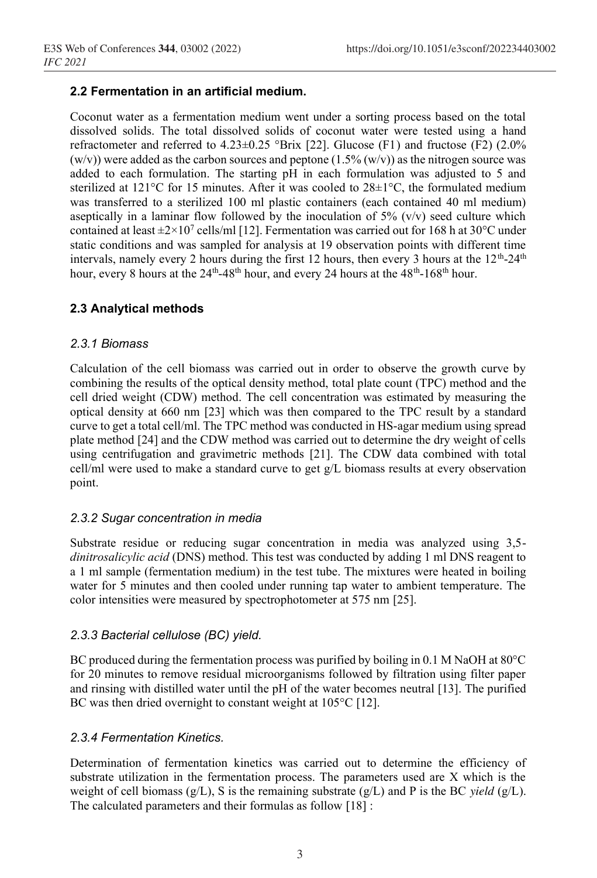### 2.2 Fermentation in an artificial medium.

Coconut water as a fermentation medium went under a sorting process based on the total dissolved solids. The total dissolved solids of coconut water were tested using a hand refractometer and referred to 4.23±0.25 °Brix [22]. Glucose (F1) and fructose (F2) (2.0% (w/v)) were added as the carbon sources and peptone (1.5% (w/v)) as the nitrogen source was added to each formulation. The starting pH in each formulation was adjusted to 5 and sterilized at 121°C for 15 minutes. After it was cooled to 28±1°C, the formulated medium was transferred to a sterilized 100 ml plastic containers (each contained 40 ml medium) aseptically in a laminar flow followed by the inoculation of 5% (v/v) seed culture which contained at least $\pm 2\times10^7$ cells/ml [12]. Fermentation was carried out for 168 h at 30°C under static conditions and was sampled for analysis at 19 observation points with different time intervals, namely every 2 hours during the first 12 hours, then every 3 hours at the 12$^{th}$-24$^{th}$ hour, every 8 hours at the 24$^{th}$-48$^{th}$ hour, and every 24 hours at the 48$^{th}$-168$^{th}$ hour.

### 2.3 Analytical methods

#### *2.3.1 Biomass*

Calculation of the cell biomass was carried out in order to observe the growth curve by combining the results of the optical density method, total plate count (TPC) method and the cell dried weight (CDW) method. The cell concentration was estimated by measuring the optical density at 660 nm [23] which was then compared to the TPC result by a standard curve to get a total cell/ml. The TPC method was conducted in HS-agar medium using spread plate method [24] and the CDW method was carried out to determine the dry weight of cells using centrifugation and gravimetric methods [21]. The CDW data combined with total cell/ml were used to make a standard curve to get g/L biomass results at every observation point.

#### *2.3.2 Sugar concentration in media*

Substrate residue or reducing sugar concentration in media was analyzed using 3,5-*dinitrosalicylic acid* (DNS) method. This test was conducted by adding 1 ml DNS reagent to a 1 ml sample (fermentation medium) in the test tube. The mixtures were heated in boiling water for 5 minutes and then cooled under running tap water to ambient temperature. The color intensities were measured by spectrophotometer at 575 nm [25].

#### *2.3.3 Bacterial cellulose (BC) yield.*

BC produced during the fermentation process was purified by boiling in 0.1 M NaOH at 80°C for 20 minutes to remove residual microorganisms followed by filtration using filter paper and rinsing with distilled water until the pH of the water becomes neutral [13]. The purified BC was then dried overnight to constant weight at 105°C [12].

#### *2.3.4 Fermentation Kinetics.*

Determination of fermentation kinetics was carried out to determine the efficiency of substrate utilization in the fermentation process. The parameters used are X which is the weight of cell biomass (g/L), S is the remaining substrate (g/L) and P is the BC *yield* (g/L). The calculated parameters and their formulas as follow [18] :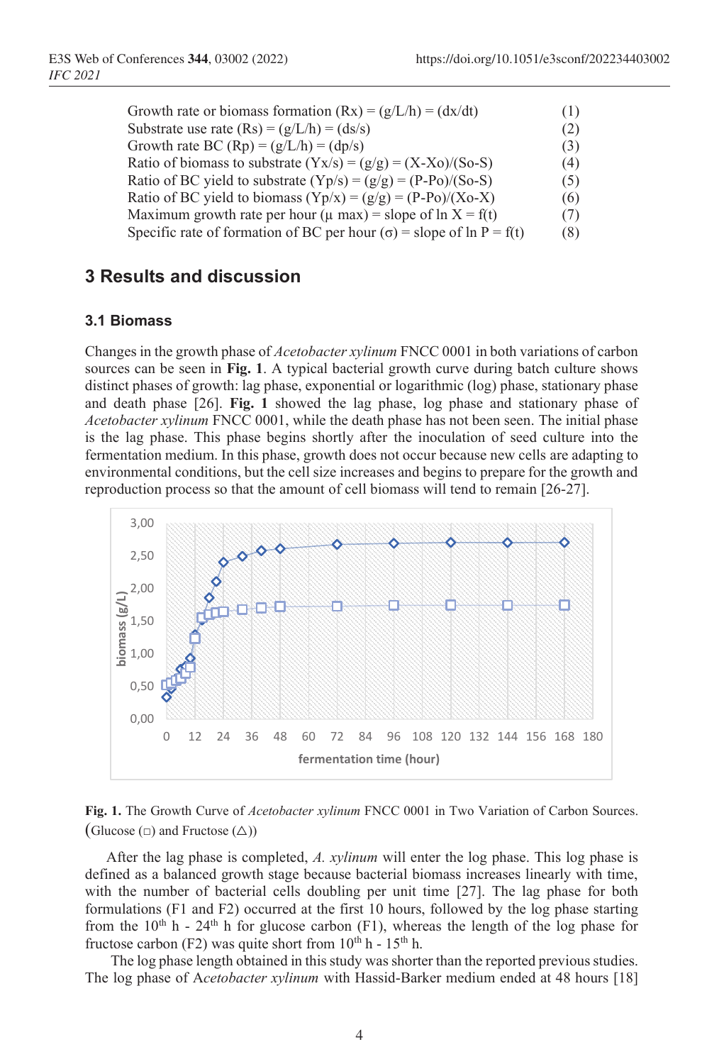Growth rate or biomass formation (Rx) = (g/L/h) = (dx/dt) (1)
Substrate use rate (Rs) = (g/L/h) = (ds/s) (2)
Growth rate BC (Rp) = (g/L/h) = (dp/s) (3)
Ratio of biomass to substrate (Yx/s) = (g/g) = (X-Xo)/(So-S) (4)
Ratio of BC yield to substrate (Yp/s) = (g/g) = (P-Po)/(So-S) (5)
Ratio of BC yield to biomass (Yp/x) = (g/g) = (P-Po)/(Xo-X) (6)
Maximum growth rate per hour (μ max) = slope of ln X = f(t) (7)
Specific rate of formation of BC per hour (σ) = slope of ln P = f(t) (8)

## 3 Results and discussion

### 3.1 Biomass

Changes in the growth phase of *Acetobacter xylinum* FNCC 0001 in both variations of carbon sources can be seen in **Fig. 1**. A typical bacterial growth curve during batch culture shows distinct phases of growth: lag phase, exponential or logarithmic (log) phase, stationary phase and death phase [26]. **Fig. 1** showed the lag phase, log phase and stationary phase of *Acetobacter xylinum* FNCC 0001, while the death phase has not been seen. The initial phase is the lag phase. This phase begins shortly after the inoculation of seed culture into the fermentation medium. In this phase, growth does not occur because new cells are adapting to environmental conditions, but the cell size increases and begins to prepare for the growth and reproduction process so that the amount of cell biomass will tend to remain [26-27].

**Fig. 1.** The Growth Curve of *Acetobacter xylinum* FNCC 0001 in Two Variation of Carbon Sources. (Glucose (□) and Fructose (△))

After the lag phase is completed, *A. xylinum* will enter the log phase. This log phase is defined as a balanced growth stage because bacterial biomass increases linearly with time, with the number of bacterial cells doubling per unit time [27]. The lag phase for both formulations (F1 and F2) occurred at the first 10 hours, followed by the log phase starting from the $10^{th}$ h - $24^{th}$ h for glucose carbon (F1), whereas the length of the log phase for fructose carbon (F2) was quite short from $10^{th}$ h - $15^{th}$ h.

The log phase length obtained in this study was shorter than the reported previous studies. The log phase of A*cetobacter xylinum* with Hassid-Barker medium ended at 48 hours [18]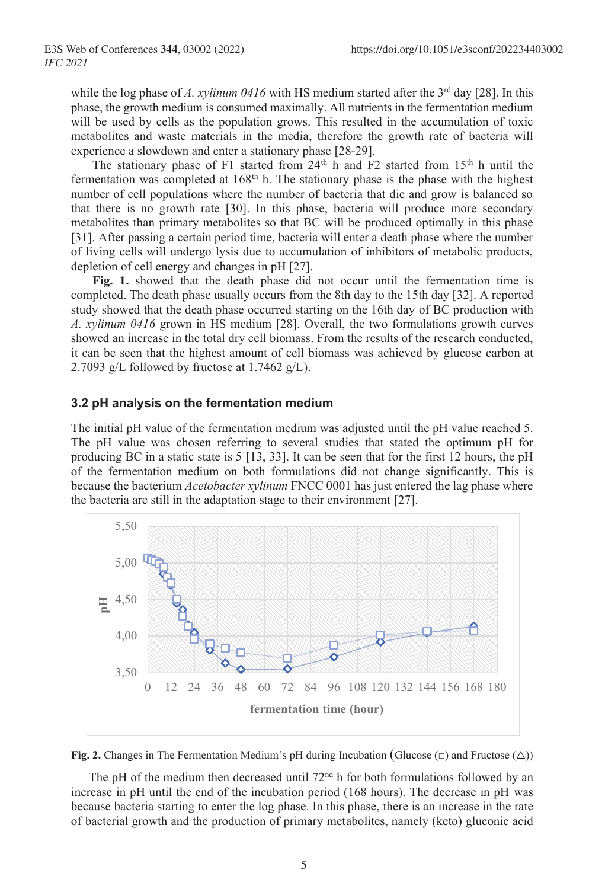while the log phase of *A. xylinum 0416* with HS medium started after the 3rd day [28]. In this phase, the growth medium is consumed maximally. All nutrients in the fermentation medium will be used by cells as the population grows. This resulted in the accumulation of toxic metabolites and waste materials in the media, therefore the growth rate of bacteria will experience a slowdown and enter a stationary phase [28-29].

The stationary phase of F1 started from 24th h and F2 started from 15th h until the fermentation was completed at 168th h. The stationary phase is the phase with the highest number of cell populations where the number of bacteria that die and grow is balanced so that there is no growth rate [30]. In this phase, bacteria will produce more secondary metabolites than primary metabolites so that BC will be produced optimally in this phase [31]. After passing a certain period time, bacteria will enter a death phase where the number of living cells will undergo lysis due to accumulation of inhibitors of metabolic products, depletion of cell energy and changes in pH [27].

**Fig. 1.** showed that the death phase did not occur until the fermentation time is completed. The death phase usually occurs from the 8th day to the 15th day [32]. A reported study showed that the death phase occurred starting on the 16th day of BC production with *A. xylinum 0416* grown in HS medium [28]. Overall, the two formulations growth curves showed an increase in the total dry cell biomass. From the results of the research conducted, it can be seen that the highest amount of cell biomass was achieved by glucose carbon at 2.7093 g/L followed by fructose at 1.7462 g/L).

### 3.2 pH analysis on the fermentation medium

The initial pH value of the fermentation medium was adjusted until the pH value reached 5. The pH value was chosen referring to several studies that stated the optimum pH for producing BC in a static state is 5 [13, 33]. It can be seen that for the first 12 hours, the pH of the fermentation medium on both formulations did not change significantly. This is because the bacterium *Acetobacter xylinum* FNCC 0001 has just entered the lag phase where the bacteria are still in the adaptation stage to their environment [27].

**Fig. 2.** Changes in The Fermentation Medium's pH during Incubation (Glucose (□) and Fructose (△))

The pH of the medium then decreased until 72nd h for both formulations followed by an increase in pH until the end of the incubation period (168 hours). The decrease in pH was because bacteria starting to enter the log phase. In this phase, there is an increase in the rate of bacterial growth and the production of primary metabolites, namely (keto) gluconic acid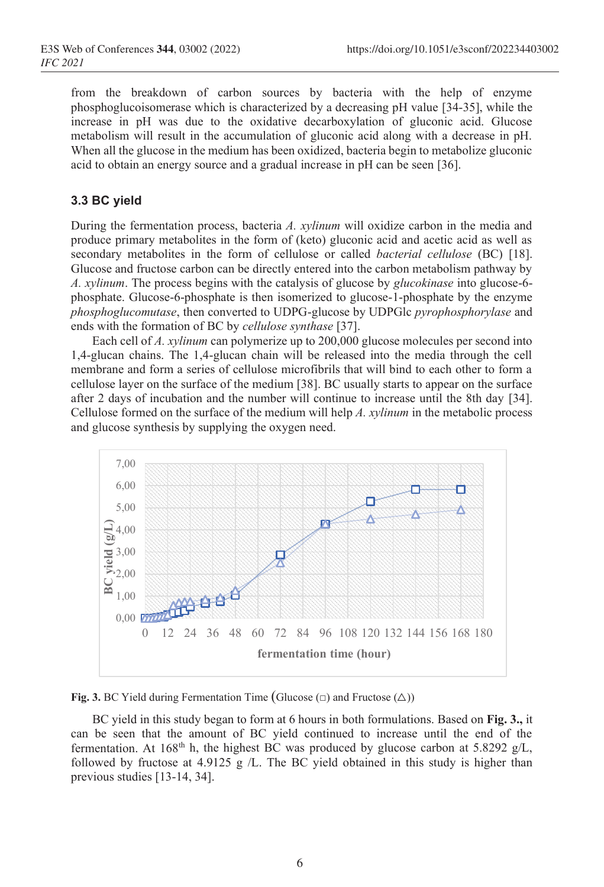from the breakdown of carbon sources by bacteria with the help of enzyme phosphoglucoisomerase which is characterized by a decreasing pH value [34-35], while the increase in pH was due to the oxidative decarboxylation of gluconic acid. Glucose metabolism will result in the accumulation of gluconic acid along with a decrease in pH. When all the glucose in the medium has been oxidized, bacteria begin to metabolize gluconic acid to obtain an energy source and a gradual increase in pH can be seen [36].

### 3.3 BC yield

During the fermentation process, bacteria *A. xylinum* will oxidize carbon in the media and produce primary metabolites in the form of (keto) gluconic acid and acetic acid as well as secondary metabolites in the form of cellulose or called *bacterial cellulose* (BC) [18]. Glucose and fructose carbon can be directly entered into the carbon metabolism pathway by *A. xylinum*. The process begins with the catalysis of glucose by *glucokinase* into glucose-6-phosphate. Glucose-6-phosphate is then isomerized to glucose-1-phosphate by the enzyme *phosphoglucomutase*, then converted to UDPG-glucose by UDPGlc *pyrophosphorylase* and ends with the formation of BC by *cellulose synthase* [37].

Each cell of *A. xylinum* can polymerize up to 200,000 glucose molecules per second into 1,4-glucan chains. The 1,4-glucan chain will be released into the media through the cell membrane and form a series of cellulose microfibrils that will bind to each other to form a cellulose layer on the surface of the medium [38]. BC usually starts to appear on the surface after 2 days of incubation and the number will continue to increase until the 8th day [34]. Cellulose formed on the surface of the medium will help *A. xylinum* in the metabolic process and glucose synthesis by supplying the oxygen need.

**Fig. 3.** BC Yield during Fermentation Time (Glucose (□) and Fructose (△))

BC yield in this study began to form at 6 hours in both formulations. Based on **Fig. 3.**, it can be seen that the amount of BC yield continued to increase until the end of the fermentation. At 168th h, the highest BC was produced by glucose carbon at 5.8292 g/L, followed by fructose at 4.9125 g /L. The BC yield obtained in this study is higher than previous studies [13-14, 34].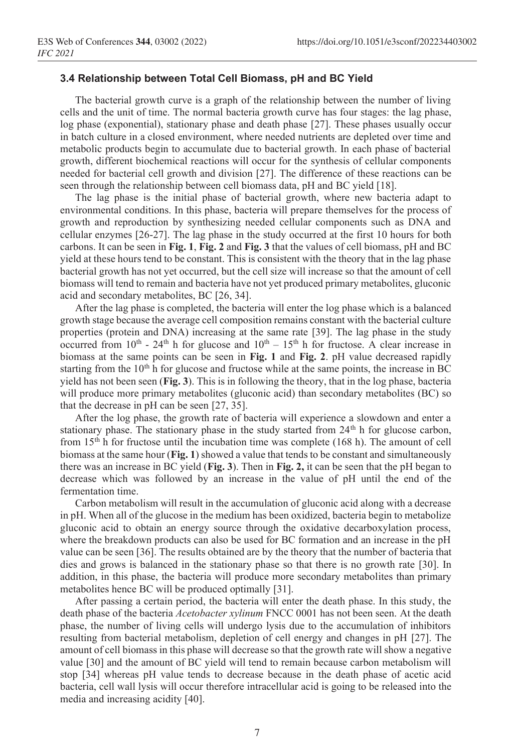### 3.4 Relationship between Total Cell Biomass, pH and BC Yield

The bacterial growth curve is a graph of the relationship between the number of living cells and the unit of time. The normal bacteria growth curve has four stages: the lag phase, log phase (exponential), stationary phase and death phase [27]. These phases usually occur in batch culture in a closed environment, where needed nutrients are depleted over time and metabolic products begin to accumulate due to bacterial growth. In each phase of bacterial growth, different biochemical reactions will occur for the synthesis of cellular components needed for bacterial cell growth and division [27]. The difference of these reactions can be seen through the relationship between cell biomass data, pH and BC yield [18].

The lag phase is the initial phase of bacterial growth, where new bacteria adapt to environmental conditions. In this phase, bacteria will prepare themselves for the process of growth and reproduction by synthesizing needed cellular components such as DNA and cellular enzymes [26-27]. The lag phase in the study occurred at the first 10 hours for both carbons. It can be seen in **Fig. 1**, **Fig. 2** and **Fig. 3** that the values of cell biomass, pH and BC yield at these hours tend to be constant. This is consistent with the theory that in the lag phase bacterial growth has not yet occurred, but the cell size will increase so that the amount of cell biomass will tend to remain and bacteria have not yet produced primary metabolites, gluconic acid and secondary metabolites, BC [26, 34].

After the lag phase is completed, the bacteria will enter the log phase which is a balanced growth stage because the average cell composition remains constant with the bacterial culture properties (protein and DNA) increasing at the same rate [39]. The lag phase in the study occurred from $10^{th}$ - $24^{th}$ h for glucose and $10^{th}$ – $15^{th}$ h for fructose. A clear increase in biomass at the same points can be seen in **Fig. 1** and **Fig. 2**. pH value decreased rapidly starting from the $10^{th}$ h for glucose and fructose while at the same points, the increase in BC yield has not been seen (**Fig. 3**). This is in following the theory, that in the log phase, bacteria will produce more primary metabolites (gluconic acid) than secondary metabolites (BC) so that the decrease in pH can be seen [27, 35].

After the log phase, the growth rate of bacteria will experience a slowdown and enter a stationary phase. The stationary phase in the study started from $24^{th}$ h for glucose carbon, from $15^{th}$ h for fructose until the incubation time was complete (168 h). The amount of cell biomass at the same hour (**Fig. 1**) showed a value that tends to be constant and simultaneously there was an increase in BC yield (**Fig. 3**). Then in **Fig. 2,** it can be seen that the pH began to decrease which was followed by an increase in the value of pH until the end of the fermentation time.

Carbon metabolism will result in the accumulation of gluconic acid along with a decrease in pH. When all of the glucose in the medium has been oxidized, bacteria begin to metabolize gluconic acid to obtain an energy source through the oxidative decarboxylation process, where the breakdown products can also be used for BC formation and an increase in the pH value can be seen [36]. The results obtained are by the theory that the number of bacteria that dies and grows is balanced in the stationary phase so that there is no growth rate [30]. In addition, in this phase, the bacteria will produce more secondary metabolites than primary metabolites hence BC will be produced optimally [31].

After passing a certain period, the bacteria will enter the death phase. In this study, the death phase of the bacteria *Acetobacter xylinum* FNCC 0001 has not been seen. At the death phase, the number of living cells will undergo lysis due to the accumulation of inhibitors resulting from bacterial metabolism, depletion of cell energy and changes in pH [27]. The amount of cell biomass in this phase will decrease so that the growth rate will show a negative value [30] and the amount of BC yield will tend to remain because carbon metabolism will stop [34] whereas pH value tends to decrease because in the death phase of acetic acid bacteria, cell wall lysis will occur therefore intracellular acid is going to be released into the media and increasing acidity [40].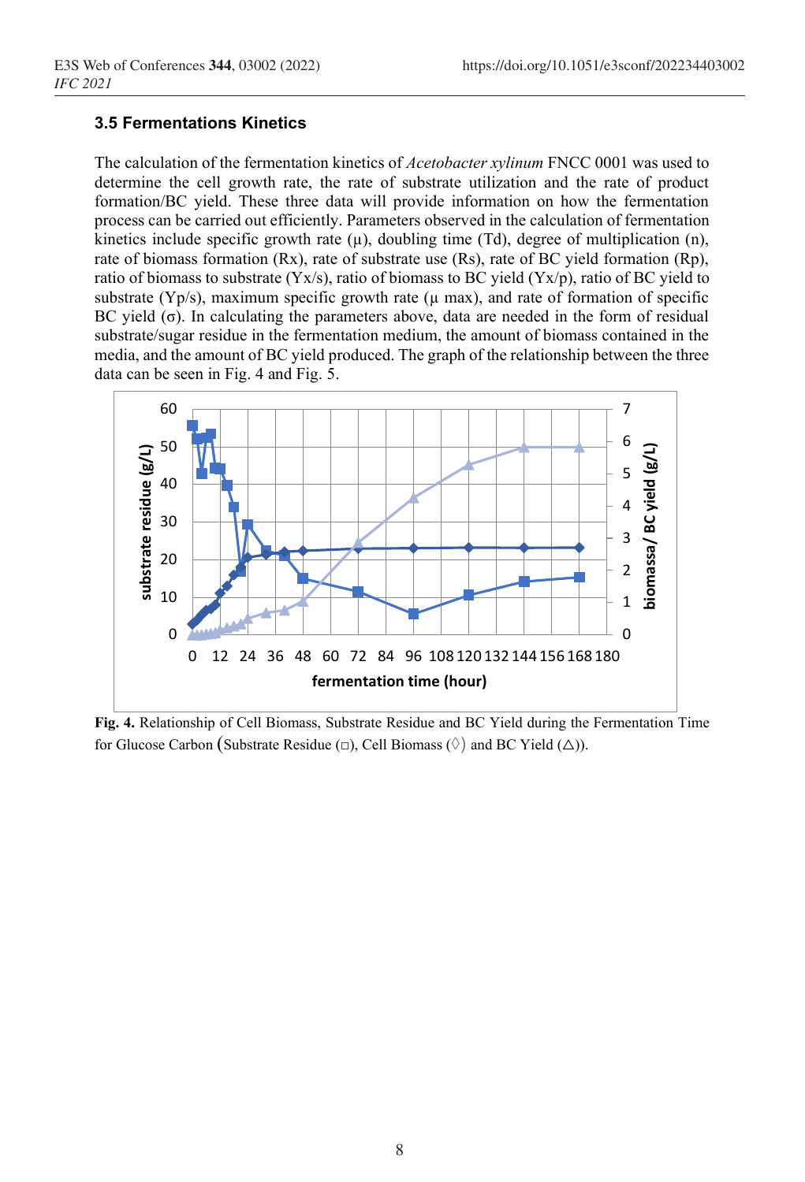### 3.5 Fermentations Kinetics

The calculation of the fermentation kinetics of *Acetobacter xylinum* FNCC 0001 was used to determine the cell growth rate, the rate of substrate utilization and the rate of product formation/BC yield. These three data will provide information on how the fermentation process can be carried out efficiently. Parameters observed in the calculation of fermentation kinetics include specific growth rate (μ), doubling time (Td), degree of multiplication (n), rate of biomass formation (Rx), rate of substrate use (Rs), rate of BC yield formation (Rp), ratio of biomass to substrate (Yx/s), ratio of biomass to BC yield (Yx/p), ratio of BC yield to substrate (Yp/s), maximum specific growth rate (μ max), and rate of formation of specific BC yield (σ). In calculating the parameters above, data are needed in the form of residual substrate/sugar residue in the fermentation medium, the amount of biomass contained in the media, and the amount of BC yield produced. The graph of the relationship between the three data can be seen in Fig. 4 and Fig. 5.

**Fig. 4.** Relationship of Cell Biomass, Substrate Residue and BC Yield during the Fermentation Time for Glucose Carbon (Substrate Residue (□), Cell Biomass (◊) and BC Yield (△)).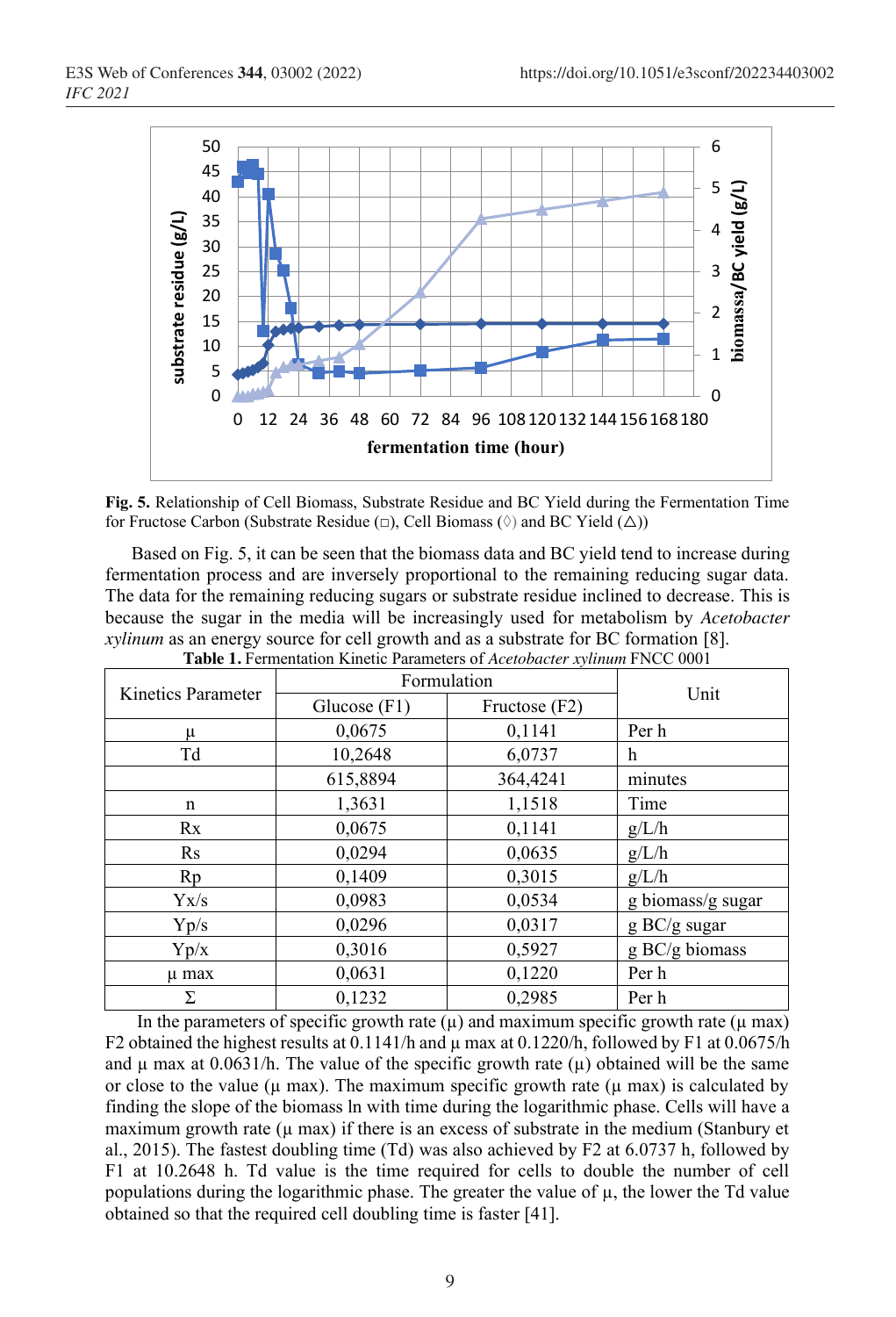Fig. 5. Relationship of Cell Biomass, Substrate Residue and BC Yield during the Fermentation Time for Fructose Carbon (Substrate Residue (□), Cell Biomass (◊) and BC Yield (△))

Based on Fig. 5, it can be seen that the biomass data and BC yield tend to increase during fermentation process and are inversely proportional to the remaining reducing sugar data. The data for the remaining reducing sugars or substrate residue inclined to decrease. This is because the sugar in the media will be increasingly used for metabolism by *Acetobacter xylinum* as an energy source for cell growth and as a substrate for BC formation [8].

**Table 1.** Fermentation Kinetic Parameters of *Acetobacter xylinum* FNCC 0001

| Kinetics Parameter | Formulation | | Unit |
|---|---|---|---|
| | Glucose (F1) | Fructose (F2) | |
| μ | 0,0675 | 0,1141 | Per h |
| Td | 10,2648 | 6,0737 | h |
| | 615,8894 | 364,4241 | minutes |
| n | 1,3631 | 1,1518 | Time |
| Rx | 0,0675 | 0,1141 | g/L/h |
| Rs | 0,0294 | 0,0635 | g/L/h |
| Rp | 0,1409 | 0,3015 | g/L/h |
| Yx/s | 0,0983 | 0,0534 | g biomass/g sugar |
| Yp/s | 0,0296 | 0,0317 | g BC/g sugar |
| Yp/x | 0,3016 | 0,5927 | g BC/g biomass |
| μ max | 0,0631 | 0,1220 | Per h |
| Σ | 0,1232 | 0,2985 | Per h |

In the parameters of specific growth rate (μ) and maximum specific growth rate (μ max) F2 obtained the highest results at 0.1141/h and μ max at 0.1220/h, followed by F1 at 0.0675/h and μ max at 0.0631/h. The value of the specific growth rate (μ) obtained will be the same or close to the value (μ max). The maximum specific growth rate (μ max) is calculated by finding the slope of the biomass ln with time during the logarithmic phase. Cells will have a maximum growth rate (μ max) if there is an excess of substrate in the medium (Stanbury et al., 2015). The fastest doubling time (Td) was also achieved by F2 at 6.0737 h, followed by F1 at 10.2648 h. Td value is the time required for cells to double the number of cell populations during the logarithmic phase. The greater the value of μ, the lower the Td value obtained so that the required cell doubling time is faster [41].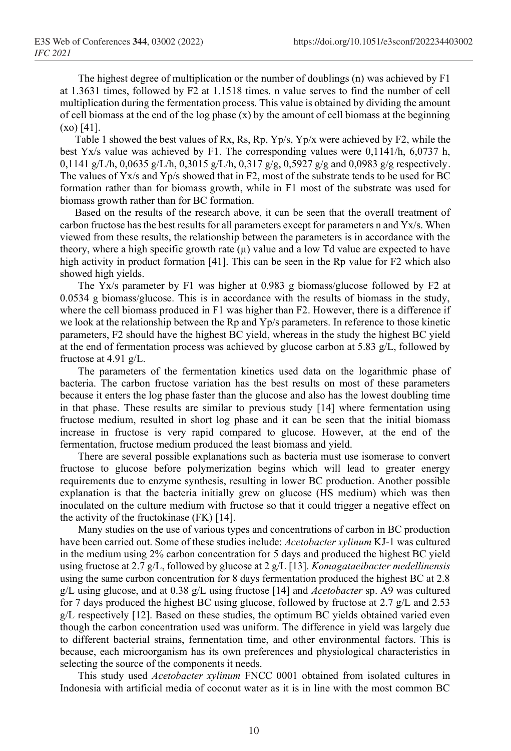The highest degree of multiplication or the number of doublings (n) was achieved by F1 at 1.3631 times, followed by F2 at 1.1518 times. n value serves to find the number of cell multiplication during the fermentation process. This value is obtained by dividing the amount of cell biomass at the end of the log phase (x) by the amount of cell biomass at the beginning (xo) [41].

Table 1 showed the best values of Rx, Rs, Rp, Yp/s, Yp/x were achieved by F2, while the best Yx/s value was achieved by F1. The corresponding values were 0,1141/h, 6,0737 h, 0,1141 g/L/h, 0,0635 g/L/h, 0,3015 g/L/h, 0,317 g/g, 0,5927 g/g and 0,0983 g/g respectively. The values of Yx/s and Yp/s showed that in F2, most of the substrate tends to be used for BC formation rather than for biomass growth, while in F1 most of the substrate was used for biomass growth rather than for BC formation.

Based on the results of the research above, it can be seen that the overall treatment of carbon fructose has the best results for all parameters except for parameters n and Yx/s. When viewed from these results, the relationship between the parameters is in accordance with the theory, where a high specific growth rate (μ) value and a low Td value are expected to have high activity in product formation [41]. This can be seen in the Rp value for F2 which also showed high yields.

The Yx/s parameter by F1 was higher at 0.983 g biomass/glucose followed by F2 at 0.0534 g biomass/glucose. This is in accordance with the results of biomass in the study, where the cell biomass produced in F1 was higher than F2. However, there is a difference if we look at the relationship between the Rp and Yp/s parameters. In reference to those kinetic parameters, F2 should have the highest BC yield, whereas in the study the highest BC yield at the end of fermentation process was achieved by glucose carbon at 5.83 g/L, followed by fructose at 4.91 g/L.

The parameters of the fermentation kinetics used data on the logarithmic phase of bacteria. The carbon fructose variation has the best results on most of these parameters because it enters the log phase faster than the glucose and also has the lowest doubling time in that phase. These results are similar to previous study [14] where fermentation using fructose medium, resulted in short log phase and it can be seen that the initial biomass increase in fructose is very rapid compared to glucose. However, at the end of the fermentation, fructose medium produced the least biomass and yield.

There are several possible explanations such as bacteria must use isomerase to convert fructose to glucose before polymerization begins which will lead to greater energy requirements due to enzyme synthesis, resulting in lower BC production. Another possible explanation is that the bacteria initially grew on glucose (HS medium) which was then inoculated on the culture medium with fructose so that it could trigger a negative effect on the activity of the fructokinase (FK) [14].

Many studies on the use of various types and concentrations of carbon in BC production have been carried out. Some of these studies include: *Acetobacter xylinum* KJ-1 was cultured in the medium using 2% carbon concentration for 5 days and produced the highest BC yield using fructose at 2.7 g/L, followed by glucose at 2 g/L [13]. *Komagataeibacter medellinensis* using the same carbon concentration for 8 days fermentation produced the highest BC at 2.8 g/L using glucose, and at 0.38 g/L using fructose [14] and *Acetobacter* sp. A9 was cultured for 7 days produced the highest BC using glucose, followed by fructose at 2.7 g/L and 2.53 g/L respectively [12]. Based on these studies, the optimum BC yields obtained varied even though the carbon concentration used was uniform. The difference in yield was largely due to different bacterial strains, fermentation time, and other environmental factors. This is because, each microorganism has its own preferences and physiological characteristics in selecting the source of the components it needs.

This study used *Acetobacter xylinum* FNCC 0001 obtained from isolated cultures in Indonesia with artificial media of coconut water as it is in line with the most common BC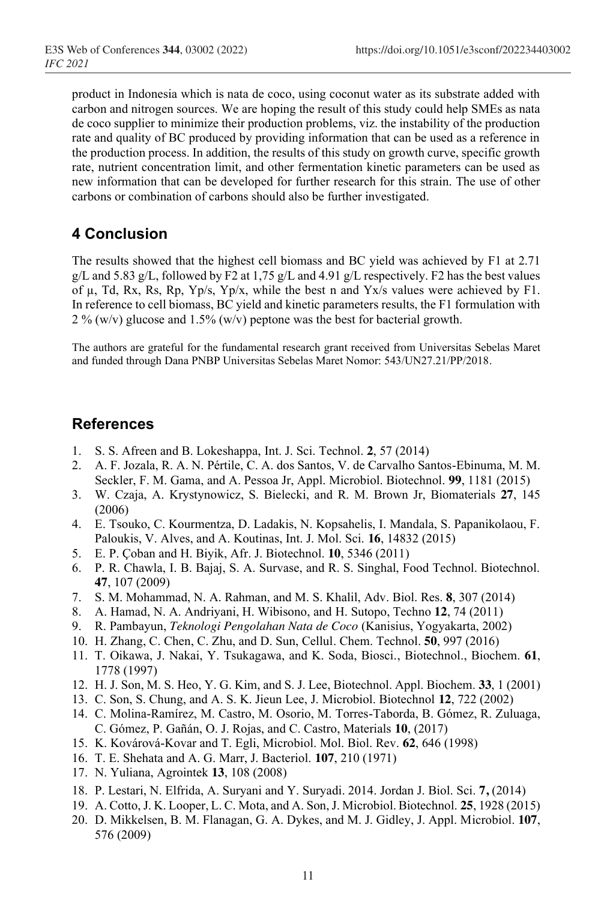product in Indonesia which is nata de coco, using coconut water as its substrate added with carbon and nitrogen sources. We are hoping the result of this study could help SMEs as nata de coco supplier to minimize their production problems, viz. the instability of the production rate and quality of BC produced by providing information that can be used as a reference in the production process. In addition, the results of this study on growth curve, specific growth rate, nutrient concentration limit, and other fermentation kinetic parameters can be used as new information that can be developed for further research for this strain. The use of other carbons or combination of carbons should also be further investigated.

## 4 Conclusion

The results showed that the highest cell biomass and BC yield was achieved by F1 at 2.71 g/L and 5.83 g/L, followed by F2 at 1,75 g/L and 4.91 g/L respectively. F2 has the best values of μ, Td, Rx, Rs, Rp, Yp/s, Yp/x, while the best n and Yx/s values were achieved by F1. In reference to cell biomass, BC yield and kinetic parameters results, the F1 formulation with 2 % (w/v) glucose and 1.5% (w/v) peptone was the best for bacterial growth.

The authors are grateful for the fundamental research grant received from Universitas Sebelas Maret and funded through Dana PNBP Universitas Sebelas Maret Nomor: 543/UN27.21/PP/2018.

## References

1. S. S. Afreen and B. Lokeshappa, Int. J. Sci. Technol. **2**, 57 (2014)
2. A. F. Jozala, R. A. N. Pértile, C. A. dos Santos, V. de Carvalho Santos-Ebinuma, M. M. Seckler, F. M. Gama, and A. Pessoa Jr, Appl. Microbiol. Biotechnol. **99**, 1181 (2015)
3. W. Czaja, A. Krystynowicz, S. Bielecki, and R. M. Brown Jr, Biomaterials **27**, 145 (2006)
4. E. Tsouko, C. Kourmentza, D. Ladakis, N. Kopsahelis, I. Mandala, S. Papanikolaou, F. Paloukis, V. Alves, and A. Koutinas, Int. J. Mol. Sci. **16**, 14832 (2015)
5. E. P. Çoban and H. Biyik, Afr. J. Biotechnol. **10**, 5346 (2011)
6. P. R. Chawla, I. B. Bajaj, S. A. Survase, and R. S. Singhal, Food Technol. Biotechnol. **47**, 107 (2009)
7. S. M. Mohammad, N. A. Rahman, and M. S. Khalil, Adv. Biol. Res. **8**, 307 (2014)
8. A. Hamad, N. A. Andriyani, H. Wibisono, and H. Sutopo, Techno **12**, 74 (2011)
9. R. Pambayun, *Teknologi Pengolahan Nata de Coco* (Kanisius, Yogyakarta, 2002)
10. H. Zhang, C. Chen, C. Zhu, and D. Sun, Cellul. Chem. Technol. **50**, 997 (2016)
11. T. Oikawa, J. Nakai, Y. Tsukagawa, and K. Soda, Biosci., Biotechnol., Biochem. **61**, 1778 (1997)
12. H. J. Son, M. S. Heo, Y. G. Kim, and S. J. Lee, Biotechnol. Appl. Biochem. **33**, 1 (2001)
13. C. Son, S. Chung, and A. S. K. Jieun Lee, J. Microbiol. Biotechnol **12**, 722 (2002)
14. C. Molina-Ramírez, M. Castro, M. Osorio, M. Torres-Taborda, B. Gómez, R. Zuluaga, C. Gómez, P. Gañán, O. J. Rojas, and C. Castro, Materials **10**, (2017)
15. K. Kovárová-Kovar and T. Egli, Microbiol. Mol. Biol. Rev. **62**, 646 (1998)
16. T. E. Shehata and A. G. Marr, J. Bacteriol. **107**, 210 (1971)
17. N. Yuliana, Agrointek **13**, 108 (2008)
18. P. Lestari, N. Elfrida, A. Suryani and Y. Suryadi. 2014. Jordan J. Biol. Sci. **7,** (2014)
19. A. Cotto, J. K. Looper, L. C. Mota, and A. Son, J. Microbiol. Biotechnol. **25**, 1928 (2015)
20. D. Mikkelsen, B. M. Flanagan, G. A. Dykes, and M. J. Gidley, J. Appl. Microbiol. **107**, 576 (2009)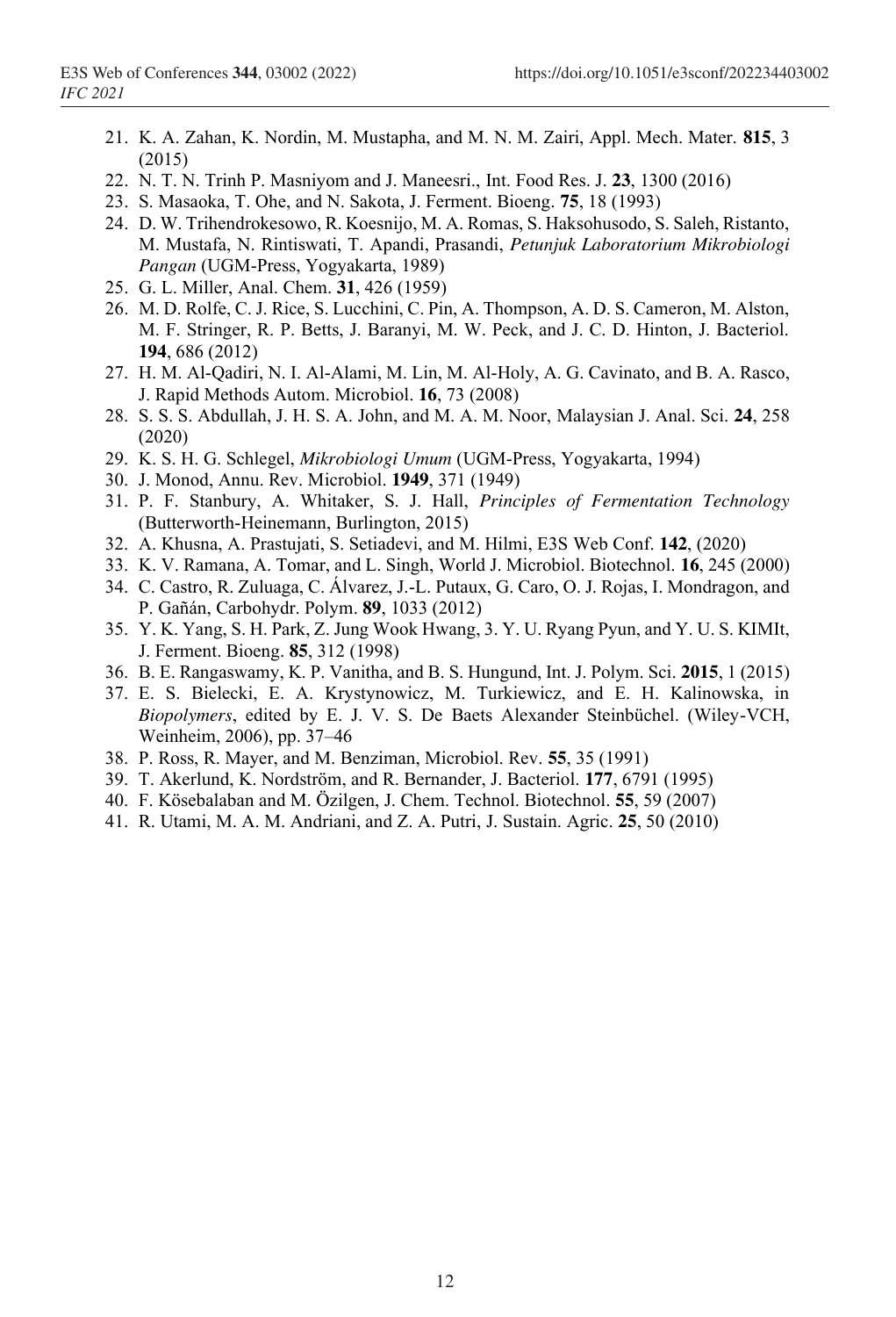21. K. A. Zahan, K. Nordin, M. Mustapha, and M. N. M. Zairi, Appl. Mech. Mater. **815**, 3 (2015)
22. N. T. N. Trinh P. Masniyom and J. Maneesri., Int. Food Res. J. **23**, 1300 (2016)
23. S. Masaoka, T. Ohe, and N. Sakota, J. Ferment. Bioeng. **75**, 18 (1993)
24. D. W. Trihendrokesowo, R. Koesnijo, M. A. Romas, S. Haksohusodo, S. Saleh, Ristanto, M. Mustafa, N. Rintiswati, T. Apandi, Prasandi, *Petunjuk Laboratorium Mikrobiologi Pangan* (UGM-Press, Yogyakarta, 1989)
25. G. L. Miller, Anal. Chem. **31**, 426 (1959)
26. M. D. Rolfe, C. J. Rice, S. Lucchini, C. Pin, A. Thompson, A. D. S. Cameron, M. Alston, M. F. Stringer, R. P. Betts, J. Baranyi, M. W. Peck, and J. C. D. Hinton, J. Bacteriol. **194**, 686 (2012)
27. H. M. Al-Qadiri, N. I. Al-Alami, M. Lin, M. Al-Holy, A. G. Cavinato, and B. A. Rasco, J. Rapid Methods Autom. Microbiol. **16**, 73 (2008)
28. S. S. S. Abdullah, J. H. S. A. John, and M. A. M. Noor, Malaysian J. Anal. Sci. **24**, 258 (2020)
29. K. S. H. G. Schlegel, *Mikrobiologi Umum* (UGM-Press, Yogyakarta, 1994)
30. J. Monod, Annu. Rev. Microbiol. **1949**, 371 (1949)
31. P. F. Stanbury, A. Whitaker, S. J. Hall, *Principles of Fermentation Technology* (Butterworth-Heinemann, Burlington, 2015)
32. A. Khusna, A. Prastujati, S. Setiadevi, and M. Hilmi, E3S Web Conf. **142**, (2020)
33. K. V. Ramana, A. Tomar, and L. Singh, World J. Microbiol. Biotechnol. **16**, 245 (2000)
34. C. Castro, R. Zuluaga, C. Álvarez, J.-L. Putaux, G. Caro, O. J. Rojas, I. Mondragon, and P. Gañán, Carbohydr. Polym. **89**, 1033 (2012)
35. Y. K. Yang, S. H. Park, Z. Jung Wook Hwang, 3. Y. U. Ryang Pyun, and Y. U. S. KIMIt, J. Ferment. Bioeng. **85**, 312 (1998)
36. B. E. Rangaswamy, K. P. Vanitha, and B. S. Hungund, Int. J. Polym. Sci. **2015**, 1 (2015)
37. E. S. Bielecki, E. A. Krystynowicz, M. Turkiewicz, and E. H. Kalinowska, in *Biopolymers*, edited by E. J. V. S. De Baets Alexander Steinbüchel. (Wiley-VCH, Weinheim, 2006), pp. 37–46
38. P. Ross, R. Mayer, and M. Benziman, Microbiol. Rev. **55**, 35 (1991)
39. T. Akerlund, K. Nordström, and R. Bernander, J. Bacteriol. **177**, 6791 (1995)
40. F. Kösebalaban and M. Özilgen, J. Chem. Technol. Biotechnol. **55**, 59 (2007)
41. R. Utami, M. A. M. Andriani, and Z. A. Putri, J. Sustain. Agric. **25**, 50 (2010)